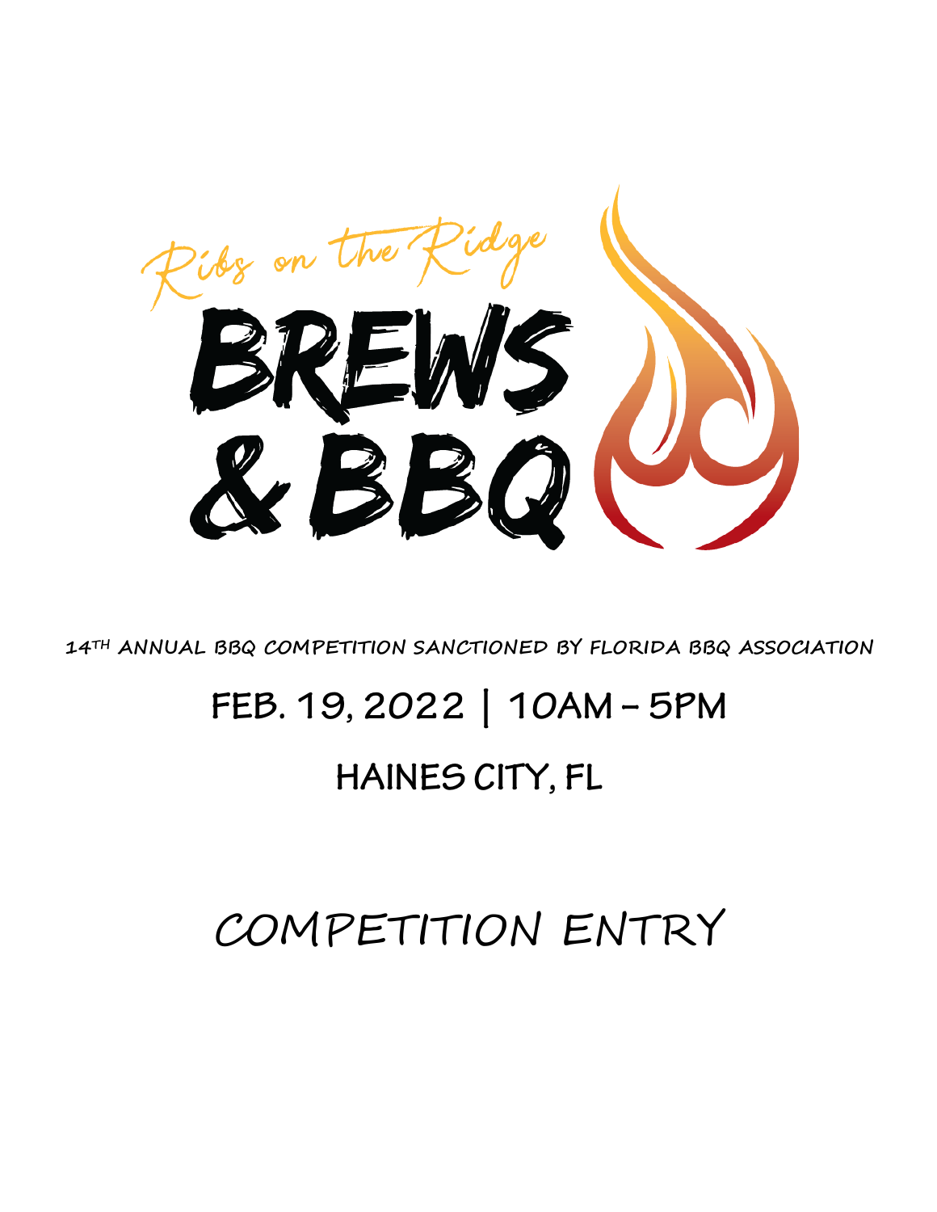Ribs on the Ridge

# BREWS & BBQ

14TH ANNUAL BBQ COMPETITION SANCTIONED BY FLORIDA BBQ ASSOCIATION

## FEB. 19, 2022 | 10AM – 5PM

## HAINES CITY, FL

# COMPETITION ENTRY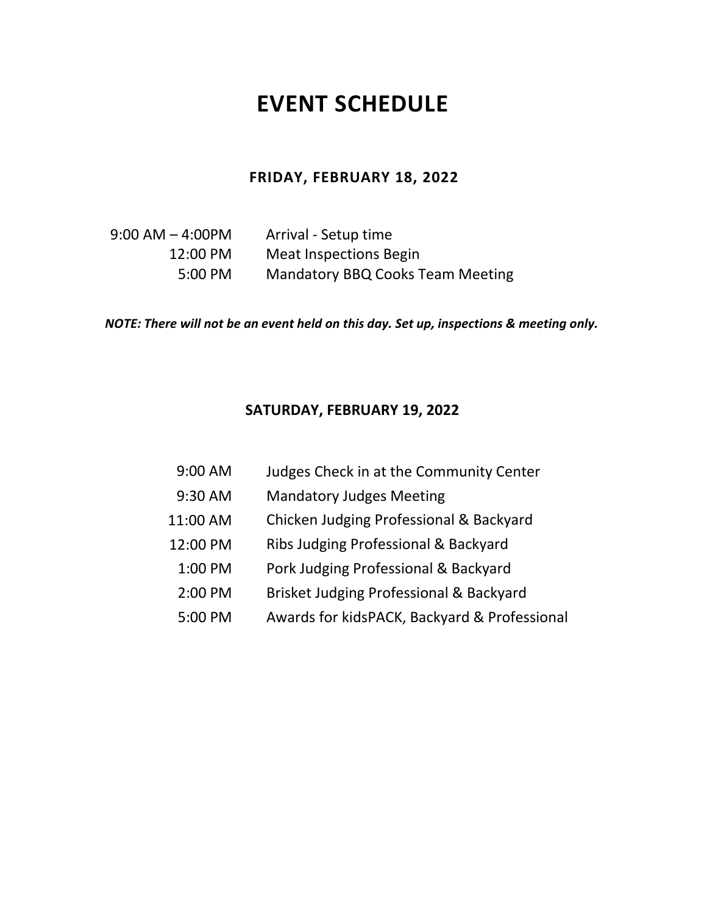# EVENT SCHEDULE

## FRIDAY, FEBRUARY 18, 2022

| | |
|---|---|
| 9:00 AM – 4:00PM | Arrival - Setup time |
| 12:00 PM | Meat Inspections Begin |
| 5:00 PM | Mandatory BBQ Cooks Team Meeting |

***NOTE: There will not be an event held on this day. Set up, inspections & meeting only.***

## SATURDAY, FEBRUARY 19, 2022

| | |
|---|---|
| 9:00 AM | Judges Check in at the Community Center |
| 9:30 AM | Mandatory Judges Meeting |
| 11:00 AM | Chicken Judging Professional & Backyard |
| 12:00 PM | Ribs Judging Professional & Backyard |
| 1:00 PM | Pork Judging Professional & Backyard |
| 2:00 PM | Brisket Judging Professional & Backyard |
| 5:00 PM | Awards for kidsPACK, Backyard & Professional |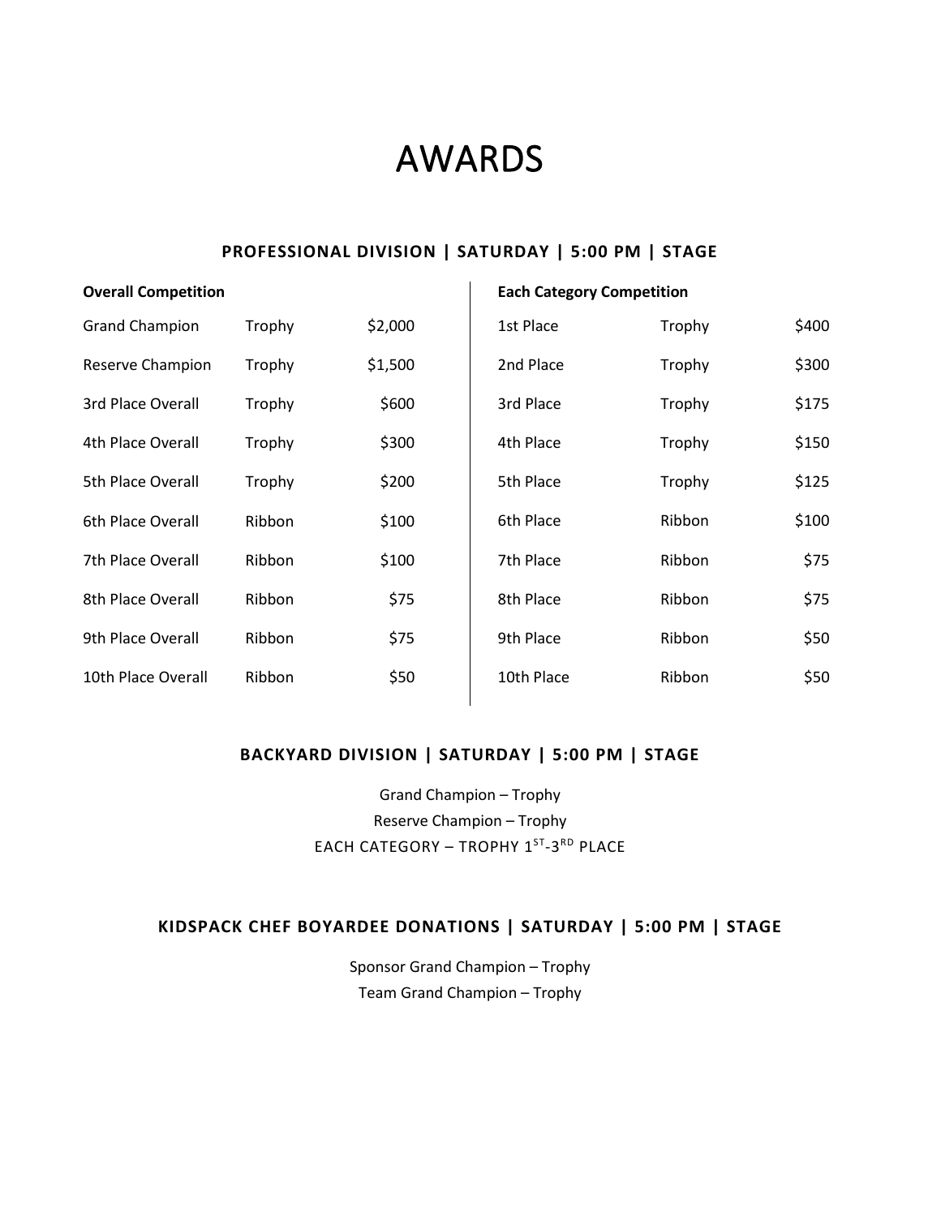# AWARDS

### PROFESSIONAL DIVISION | SATURDAY | 5:00 PM | STAGE

**Overall Competition**

| Place | Award | Prize |
|---|---|---|
| Grand Champion | Trophy | $2,000 |
| Reserve Champion | Trophy | $1,500 |
| 3rd Place Overall | Trophy | $600 |
| 4th Place Overall | Trophy | $300 |
| 5th Place Overall | Trophy | $200 |
| 6th Place Overall | Ribbon | $100 |
| 7th Place Overall | Ribbon | $100 |
| 8th Place Overall | Ribbon | $75 |
| 9th Place Overall | Ribbon | $75 |
| 10th Place Overall | Ribbon | $50 |

**Each Category Competition**

| Place | Award | Prize |
|---|---|---|
| 1st Place | Trophy | $400 |
| 2nd Place | Trophy | $300 |
| 3rd Place | Trophy | $175 |
| 4th Place | Trophy | $150 |
| 5th Place | Trophy | $125 |
| 6th Place | Ribbon | $100 |
| 7th Place | Ribbon | $75 |
| 8th Place | Ribbon | $75 |
| 9th Place | Ribbon | $50 |
| 10th Place | Ribbon | $50 |

### BACKYARD DIVISION | SATURDAY | 5:00 PM | STAGE

Grand Champion – Trophy
Reserve Champion – Trophy
EACH CATEGORY – TROPHY 1ST-3RD PLACE

### KIDSPACK CHEF BOYARDEE DONATIONS | SATURDAY | 5:00 PM | STAGE

Sponsor Grand Champion – Trophy
Team Grand Champion – Trophy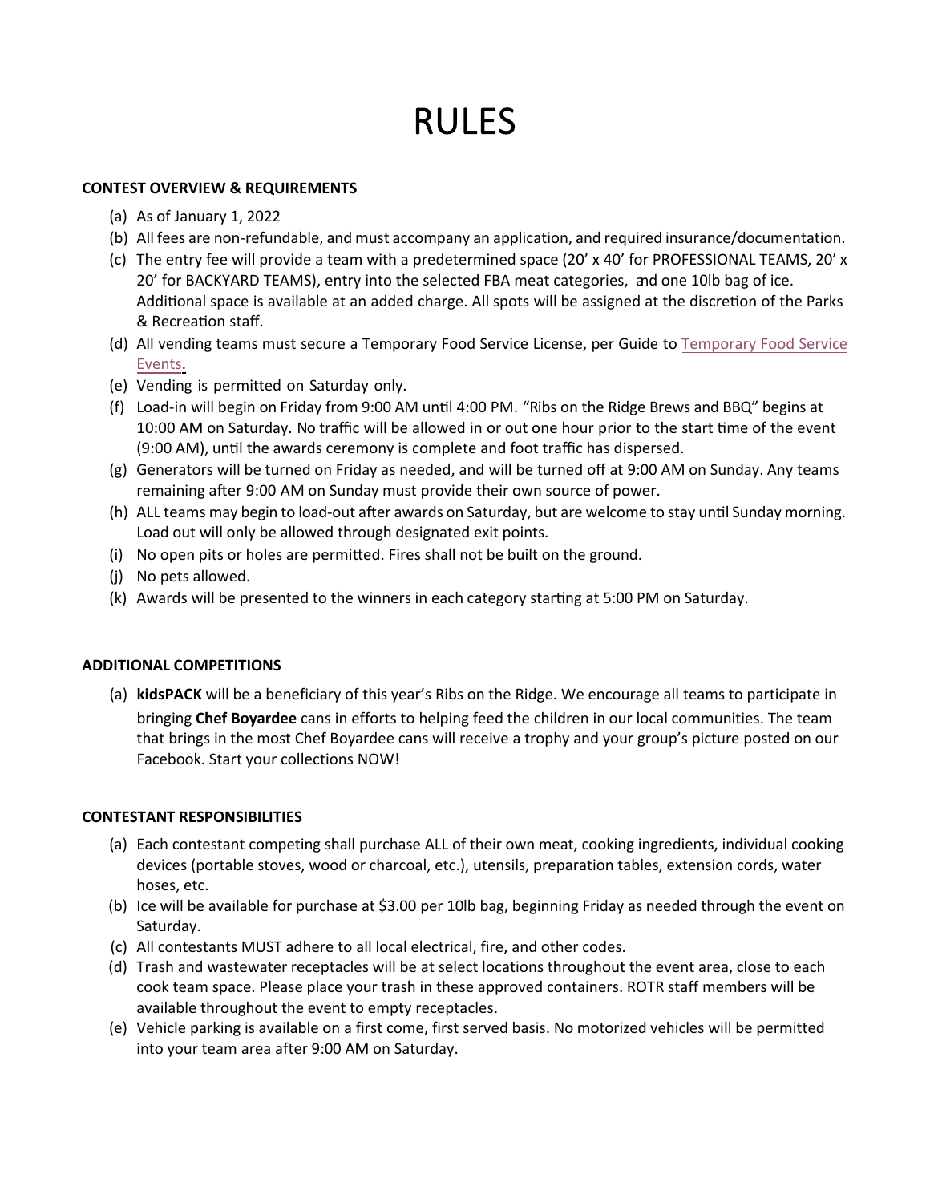# RULES

**CONTEST OVERVIEW & REQUIREMENTS**

(a) As of January 1, 2022

(b) All fees are non-refundable, and must accompany an application, and required insurance/documentation.

(c) The entry fee will provide a team with a predetermined space (20' x 40' for PROFESSIONAL TEAMS, 20' x 20' for BACKYARD TEAMS), entry into the selected FBA meat categories, and one 10lb bag of ice. Additional space is available at an added charge. All spots will be assigned at the discretion of the Parks & Recreation staff.

(d) All vending teams must secure a Temporary Food Service License, per Guide to Temporary Food Service Events.

(e) Vending is permitted on Saturday only.

(f) Load-in will begin on Friday from 9:00 AM until 4:00 PM. "Ribs on the Ridge Brews and BBQ" begins at 10:00 AM on Saturday. No traffic will be allowed in or out one hour prior to the start time of the event (9:00 AM), until the awards ceremony is complete and foot traffic has dispersed.

(g) Generators will be turned on Friday as needed, and will be turned off at 9:00 AM on Sunday. Any teams remaining after 9:00 AM on Sunday must provide their own source of power.

(h) ALL teams may begin to load-out after awards on Saturday, but are welcome to stay until Sunday morning. Load out will only be allowed through designated exit points.

(i) No open pits or holes are permitted. Fires shall not be built on the ground.

(j) No pets allowed.

(k) Awards will be presented to the winners in each category starting at 5:00 PM on Saturday.

**ADDITIONAL COMPETITIONS**

(a) **kidsPACK** will be a beneficiary of this year's Ribs on the Ridge. We encourage all teams to participate in bringing **Chef Boyardee** cans in efforts to helping feed the children in our local communities. The team that brings in the most Chef Boyardee cans will receive a trophy and your group's picture posted on our Facebook. Start your collections NOW!

**CONTESTANT RESPONSIBILITIES**

(a) Each contestant competing shall purchase ALL of their own meat, cooking ingredients, individual cooking devices (portable stoves, wood or charcoal, etc.), utensils, preparation tables, extension cords, water hoses, etc.

(b) Ice will be available for purchase at $3.00 per 10lb bag, beginning Friday as needed through the event on Saturday.

(c) All contestants MUST adhere to all local electrical, fire, and other codes.

(d) Trash and wastewater receptacles will be at select locations throughout the event area, close to each cook team space. Please place your trash in these approved containers. ROTR staff members will be available throughout the event to empty receptacles.

(e) Vehicle parking is available on a first come, first served basis. No motorized vehicles will be permitted into your team area after 9:00 AM on Saturday.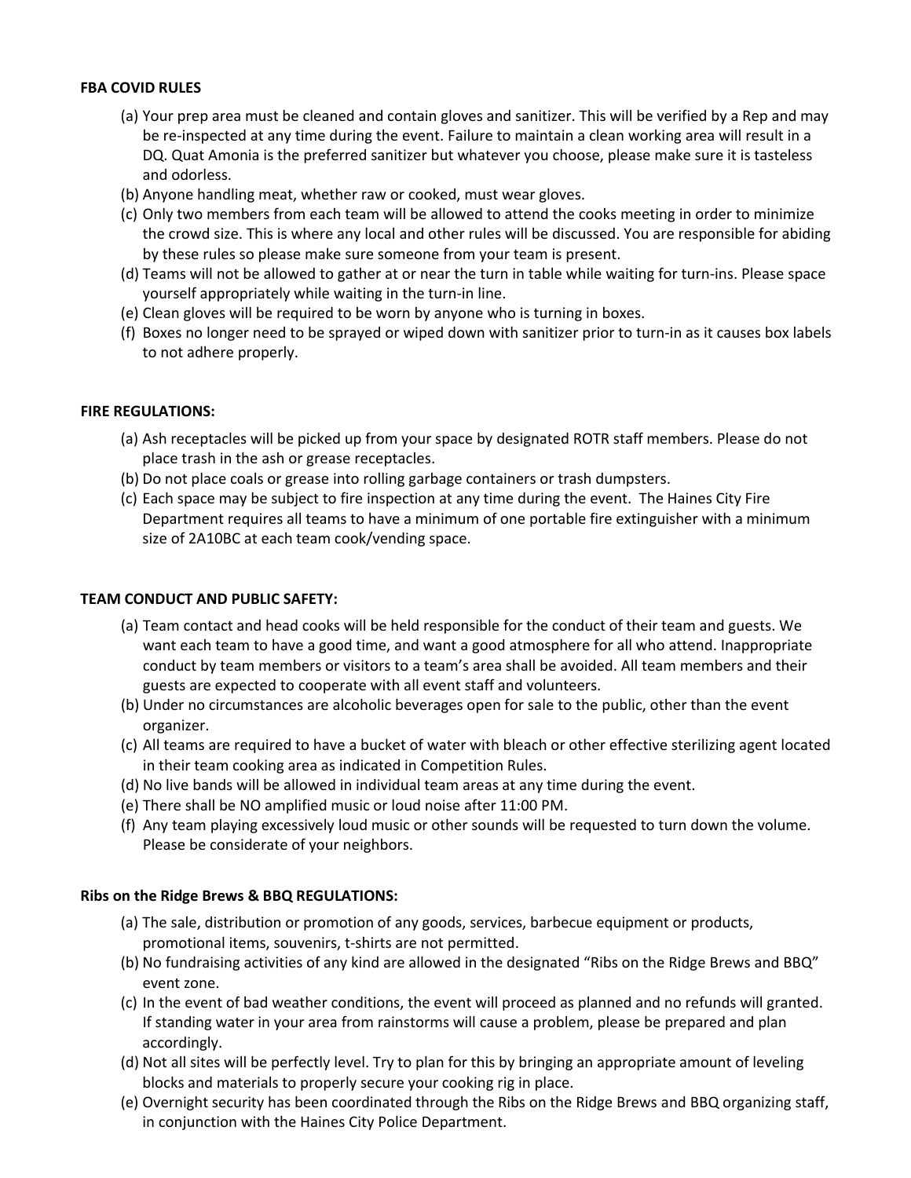**FBA COVID RULES**

(a) Your prep area must be cleaned and contain gloves and sanitizer. This will be verified by a Rep and may be re-inspected at any time during the event. Failure to maintain a clean working area will result in a DQ. Quat Amonia is the preferred sanitizer but whatever you choose, please make sure it is tasteless and odorless.
(b) Anyone handling meat, whether raw or cooked, must wear gloves.
(c) Only two members from each team will be allowed to attend the cooks meeting in order to minimize the crowd size. This is where any local and other rules will be discussed. You are responsible for abiding by these rules so please make sure someone from your team is present.
(d) Teams will not be allowed to gather at or near the turn in table while waiting for turn-ins. Please space yourself appropriately while waiting in the turn-in line.
(e) Clean gloves will be required to be worn by anyone who is turning in boxes.
(f) Boxes no longer need to be sprayed or wiped down with sanitizer prior to turn-in as it causes box labels to not adhere properly.

**FIRE REGULATIONS:**

(a) Ash receptacles will be picked up from your space by designated ROTR staff members. Please do not place trash in the ash or grease receptacles.
(b) Do not place coals or grease into rolling garbage containers or trash dumpsters.
(c) Each space may be subject to fire inspection at any time during the event. The Haines City Fire Department requires all teams to have a minimum of one portable fire extinguisher with a minimum size of 2A10BC at each team cook/vending space.

**TEAM CONDUCT AND PUBLIC SAFETY:**

(a) Team contact and head cooks will be held responsible for the conduct of their team and guests. We want each team to have a good time, and want a good atmosphere for all who attend. Inappropriate conduct by team members or visitors to a team's area shall be avoided. All team members and their guests are expected to cooperate with all event staff and volunteers.
(b) Under no circumstances are alcoholic beverages open for sale to the public, other than the event organizer.
(c) All teams are required to have a bucket of water with bleach or other effective sterilizing agent located in their team cooking area as indicated in Competition Rules.
(d) No live bands will be allowed in individual team areas at any time during the event.
(e) There shall be NO amplified music or loud noise after 11:00 PM.
(f) Any team playing excessively loud music or other sounds will be requested to turn down the volume. Please be considerate of your neighbors.

**Ribs on the Ridge Brews & BBQ REGULATIONS:**

(a) The sale, distribution or promotion of any goods, services, barbecue equipment or products, promotional items, souvenirs, t-shirts are not permitted.
(b) No fundraising activities of any kind are allowed in the designated "Ribs on the Ridge Brews and BBQ" event zone.
(c) In the event of bad weather conditions, the event will proceed as planned and no refunds will granted. If standing water in your area from rainstorms will cause a problem, please be prepared and plan accordingly.
(d) Not all sites will be perfectly level. Try to plan for this by bringing an appropriate amount of leveling blocks and materials to properly secure your cooking rig in place.
(e) Overnight security has been coordinated through the Ribs on the Ridge Brews and BBQ organizing staff, in conjunction with the Haines City Police Department.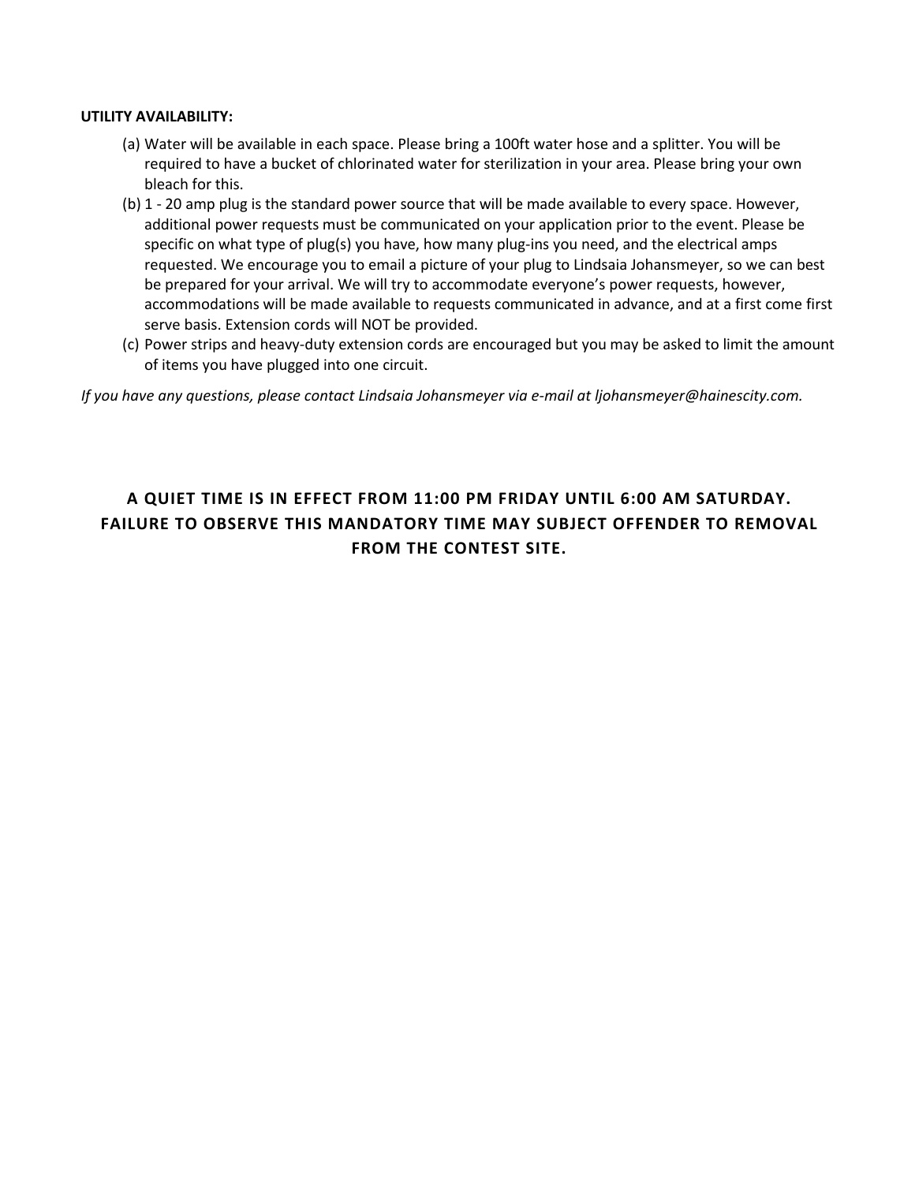**UTILITY AVAILABILITY:**

(a) Water will be available in each space. Please bring a 100ft water hose and a splitter. You will be required to have a bucket of chlorinated water for sterilization in your area. Please bring your own bleach for this.

(b) 1 - 20 amp plug is the standard power source that will be made available to every space. However, additional power requests must be communicated on your application prior to the event. Please be specific on what type of plug(s) you have, how many plug-ins you need, and the electrical amps requested. We encourage you to email a picture of your plug to Lindsaia Johansmeyer, so we can best be prepared for your arrival. We will try to accommodate everyone's power requests, however, accommodations will be made available to requests communicated in advance, and at a first come first serve basis. Extension cords will NOT be provided.

(c) Power strips and heavy-duty extension cords are encouraged but you may be asked to limit the amount of items you have plugged into one circuit.

*If you have any questions, please contact Lindsaia Johansmeyer via e-mail at ljohansmeyer@hainescity.com.*

**A QUIET TIME IS IN EFFECT FROM 11:00 PM FRIDAY UNTIL 6:00 AM SATURDAY. FAILURE TO OBSERVE THIS MANDATORY TIME MAY SUBJECT OFFENDER TO REMOVAL FROM THE CONTEST SITE.**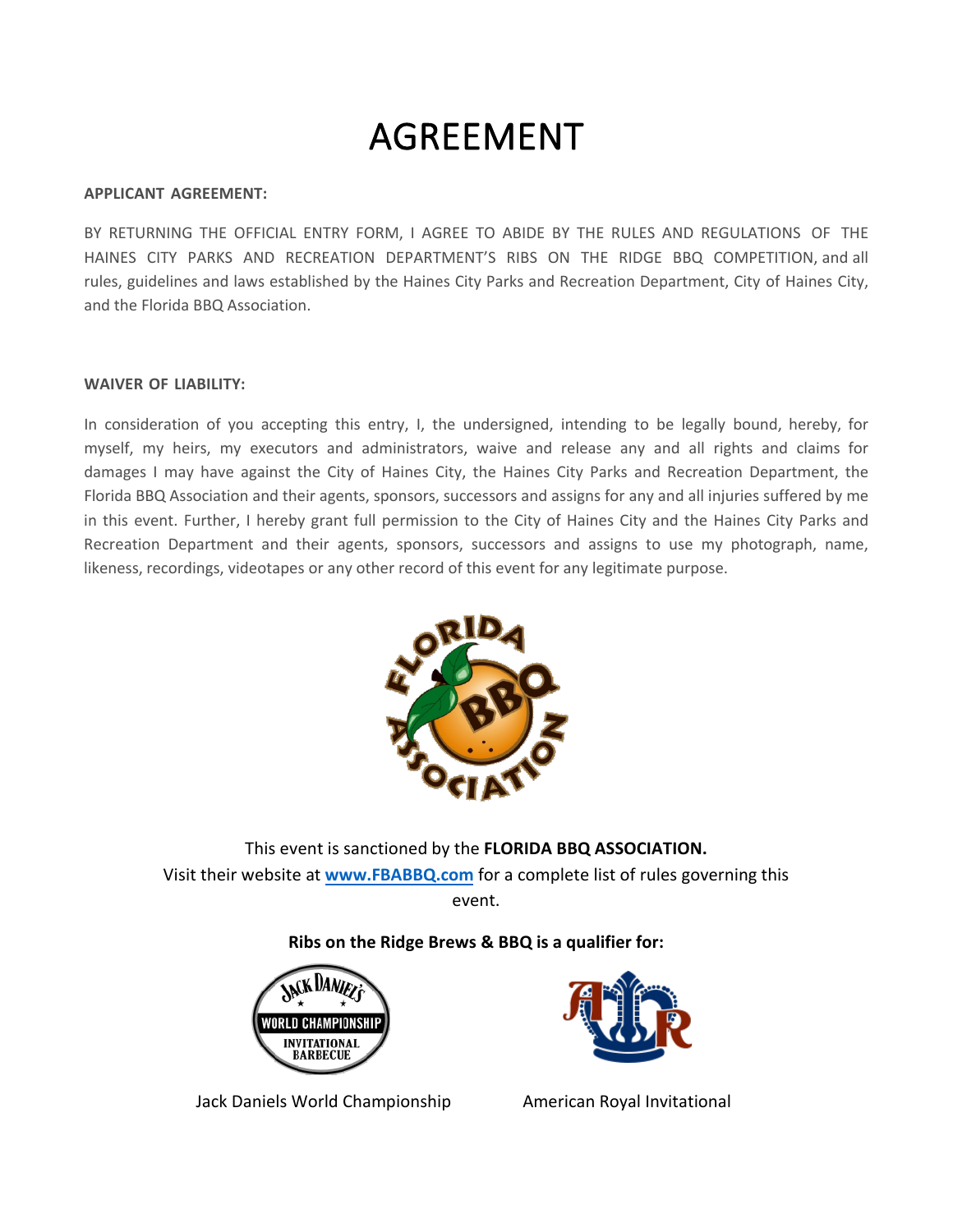# AGREEMENT

**APPLICANT AGREEMENT:**

BY RETURNING THE OFFICIAL ENTRY FORM, I AGREE TO ABIDE BY THE RULES AND REGULATIONS OF THE HAINES CITY PARKS AND RECREATION DEPARTMENT'S RIBS ON THE RIDGE BBQ COMPETITION, and all rules, guidelines and laws established by the Haines City Parks and Recreation Department, City of Haines City, and the Florida BBQ Association.

**WAIVER OF LIABILITY:**

In consideration of you accepting this entry, I, the undersigned, intending to be legally bound, hereby, for myself, my heirs, my executors and administrators, waive and release any and all rights and claims for damages I may have against the City of Haines City, the Haines City Parks and Recreation Department, the Florida BBQ Association and their agents, sponsors, successors and assigns for any and all injuries suffered by me in this event. Further, I hereby grant full permission to the City of Haines City and the Haines City Parks and Recreation Department and their agents, sponsors, successors and assigns to use my photograph, name, likeness, recordings, videotapes or any other record of this event for any legitimate purpose.

This event is sanctioned by the **FLORIDA BBQ ASSOCIATION.**
Visit their website at **www.FBABBQ.com** for a complete list of rules governing this event.

**Ribs on the Ridge Brews & BBQ is a qualifier for:**

Jack Daniels World Championship

American Royal Invitational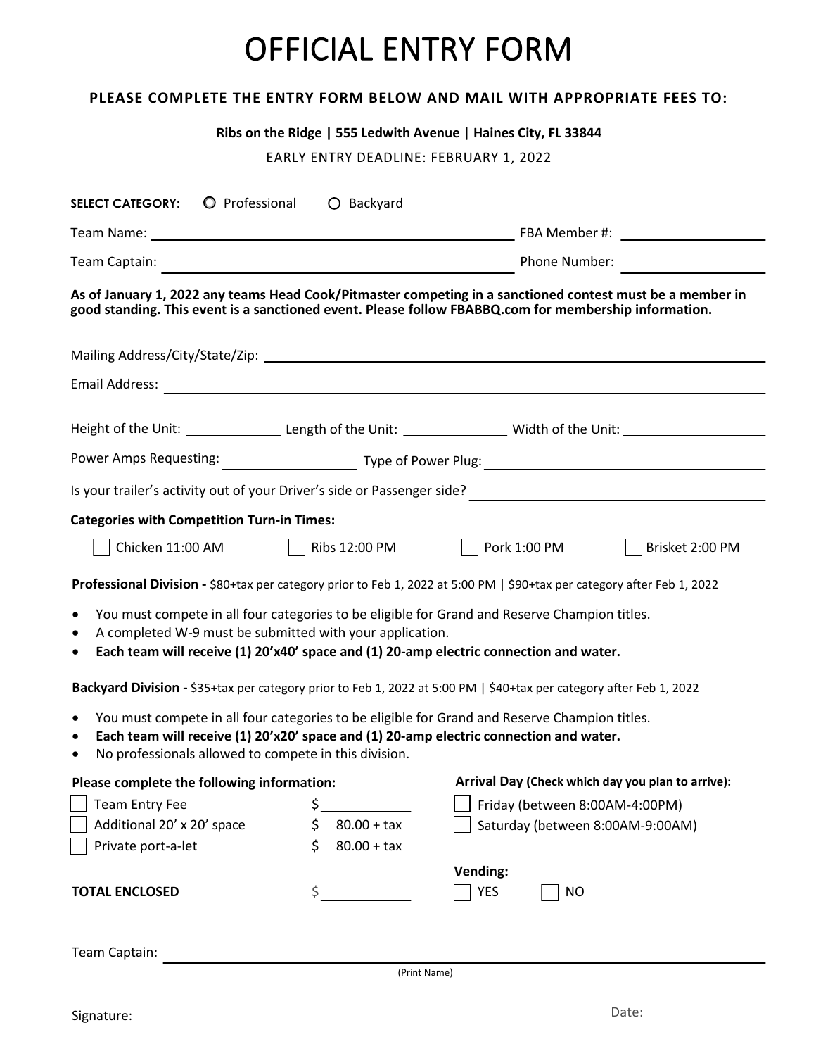# OFFICIAL ENTRY FORM

**PLEASE COMPLETE THE ENTRY FORM BELOW AND MAIL WITH APPROPRIATE FEES TO:**

**Ribs on the Ridge | 555 Ledwith Avenue | Haines City, FL 33844**

EARLY ENTRY DEADLINE: FEBRUARY 1, 2022

**SELECT CATEGORY:** ○ Professional ○ Backyard

Team Name: ______________________ FBA Member #: ______________

Team Captain: ______________________ Phone Number: ______________

**As of January 1, 2022 any teams Head Cook/Pitmaster competing in a sanctioned contest must be a member in good standing. This event is a sanctioned event. Please follow FBABBQ.com for membership information.**

Mailing Address/City/State/Zip: ______________________

Email Address: ______________________

Height of the Unit: __________ Length of the Unit: __________ Width of the Unit: __________

Power Amps Requesting: __________ Type of Power Plug: __________

Is your trailer's activity out of your Driver's side or Passenger side? __________

**Categories with Competition Turn-in Times:**

☐ Chicken 11:00 AM ☐ Ribs 12:00 PM ☐ Pork 1:00 PM ☐ Brisket 2:00 PM

**Professional Division -** $80+tax per category prior to Feb 1, 2022 at 5:00 PM | $90+tax per category after Feb 1, 2022

- You must compete in all four categories to be eligible for Grand and Reserve Champion titles.
- A completed W-9 must be submitted with your application.
- **Each team will receive (1) 20'x40' space and (1) 20-amp electric connection and water.**

**Backyard Division -** $35+tax per category prior to Feb 1, 2022 at 5:00 PM | $40+tax per category after Feb 1, 2022

- You must compete in all four categories to be eligible for Grand and Reserve Champion titles.
- **Each team will receive (1) 20'x20' space and (1) 20-amp electric connection and water.**
- No professionals allowed to compete in this division.

**Please complete the following information:**

☐ Team Entry Fee $__________

☐ Additional 20' x 20' space $ 80.00 + tax

☐ Private port-a-let $ 80.00 + tax

**TOTAL ENCLOSED** $__________

**Arrival Day (Check which day you plan to arrive):**

☐ Friday (between 8:00AM-4:00PM)

☐ Saturday (between 8:00AM-9:00AM)

**Vending:**

☐ YES ☐ NO

Team Captain: ______________________
(Print Name)

Signature: ______________________ Date: __________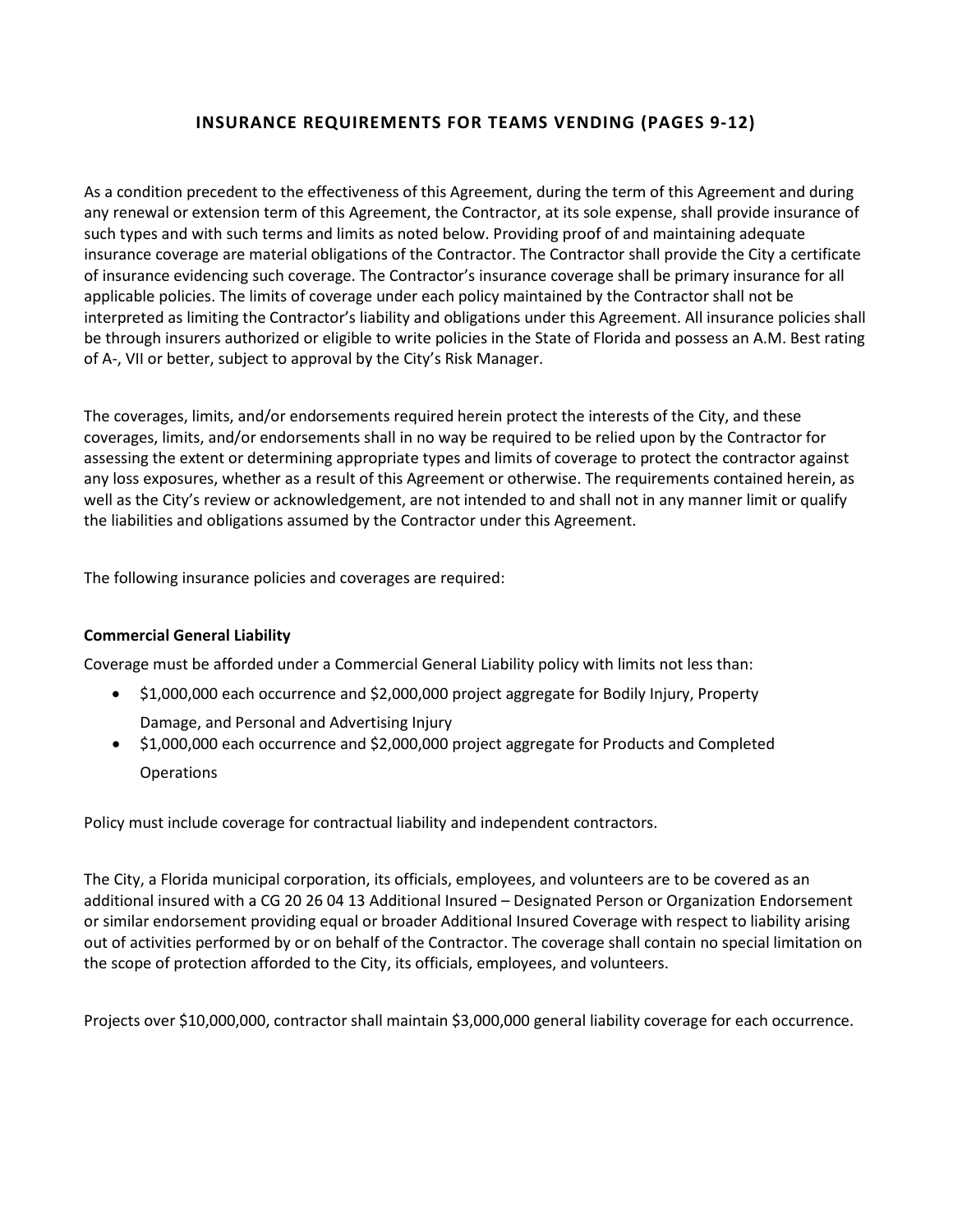## INSURANCE REQUIREMENTS FOR TEAMS VENDING (PAGES 9-12)

As a condition precedent to the effectiveness of this Agreement, during the term of this Agreement and during any renewal or extension term of this Agreement, the Contractor, at its sole expense, shall provide insurance of such types and with such terms and limits as noted below. Providing proof of and maintaining adequate insurance coverage are material obligations of the Contractor. The Contractor shall provide the City a certificate of insurance evidencing such coverage. The Contractor's insurance coverage shall be primary insurance for all applicable policies. The limits of coverage under each policy maintained by the Contractor shall not be interpreted as limiting the Contractor's liability and obligations under this Agreement. All insurance policies shall be through insurers authorized or eligible to write policies in the State of Florida and possess an A.M. Best rating of A-, VII or better, subject to approval by the City's Risk Manager.

The coverages, limits, and/or endorsements required herein protect the interests of the City, and these coverages, limits, and/or endorsements shall in no way be required to be relied upon by the Contractor for assessing the extent or determining appropriate types and limits of coverage to protect the contractor against any loss exposures, whether as a result of this Agreement or otherwise. The requirements contained herein, as well as the City's review or acknowledgement, are not intended to and shall not in any manner limit or qualify the liabilities and obligations assumed by the Contractor under this Agreement.

The following insurance policies and coverages are required:

**Commercial General Liability**

Coverage must be afforded under a Commercial General Liability policy with limits not less than:

- $1,000,000 each occurrence and $2,000,000 project aggregate for Bodily Injury, Property Damage, and Personal and Advertising Injury
- $1,000,000 each occurrence and $2,000,000 project aggregate for Products and Completed Operations

Policy must include coverage for contractual liability and independent contractors.

The City, a Florida municipal corporation, its officials, employees, and volunteers are to be covered as an additional insured with a CG 20 26 04 13 Additional Insured – Designated Person or Organization Endorsement or similar endorsement providing equal or broader Additional Insured Coverage with respect to liability arising out of activities performed by or on behalf of the Contractor. The coverage shall contain no special limitation on the scope of protection afforded to the City, its officials, employees, and volunteers.

Projects over $10,000,000, contractor shall maintain $3,000,000 general liability coverage for each occurrence.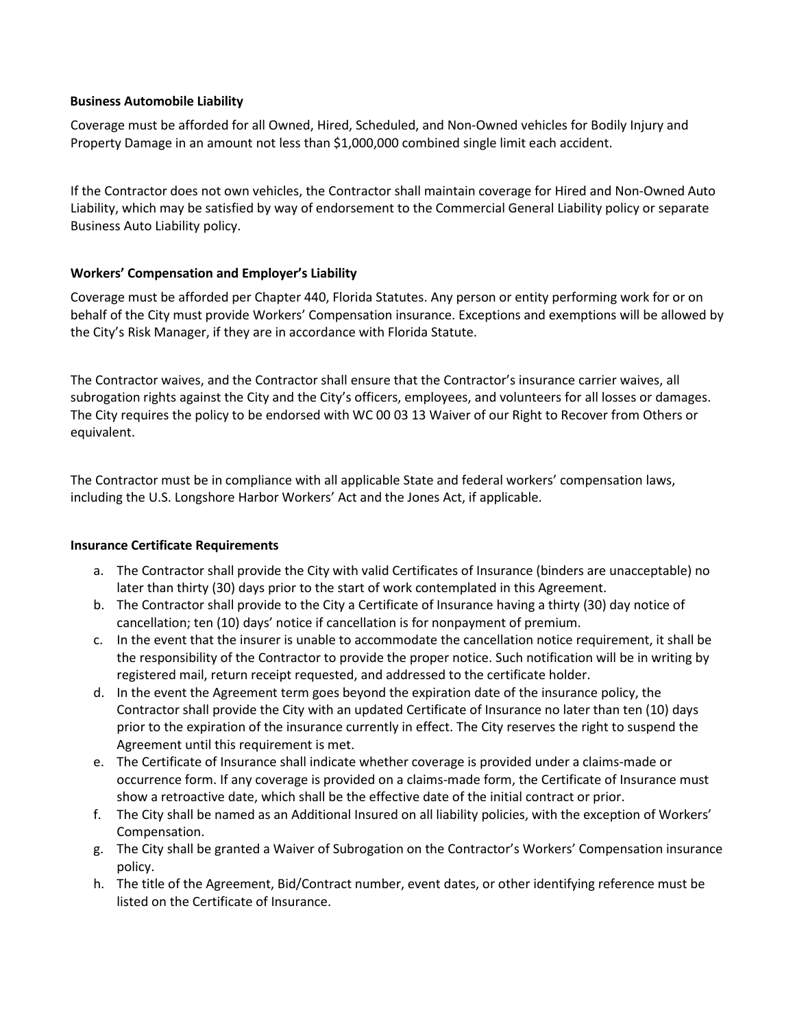**Business Automobile Liability**

Coverage must be afforded for all Owned, Hired, Scheduled, and Non-Owned vehicles for Bodily Injury and Property Damage in an amount not less than $1,000,000 combined single limit each accident.

If the Contractor does not own vehicles, the Contractor shall maintain coverage for Hired and Non-Owned Auto Liability, which may be satisfied by way of endorsement to the Commercial General Liability policy or separate Business Auto Liability policy.

**Workers' Compensation and Employer's Liability**

Coverage must be afforded per Chapter 440, Florida Statutes. Any person or entity performing work for or on behalf of the City must provide Workers' Compensation insurance. Exceptions and exemptions will be allowed by the City's Risk Manager, if they are in accordance with Florida Statute.

The Contractor waives, and the Contractor shall ensure that the Contractor's insurance carrier waives, all subrogation rights against the City and the City's officers, employees, and volunteers for all losses or damages. The City requires the policy to be endorsed with WC 00 03 13 Waiver of our Right to Recover from Others or equivalent.

The Contractor must be in compliance with all applicable State and federal workers' compensation laws, including the U.S. Longshore Harbor Workers' Act and the Jones Act, if applicable.

**Insurance Certificate Requirements**

a. The Contractor shall provide the City with valid Certificates of Insurance (binders are unacceptable) no later than thirty (30) days prior to the start of work contemplated in this Agreement.
b. The Contractor shall provide to the City a Certificate of Insurance having a thirty (30) day notice of cancellation; ten (10) days' notice if cancellation is for nonpayment of premium.
c. In the event that the insurer is unable to accommodate the cancellation notice requirement, it shall be the responsibility of the Contractor to provide the proper notice. Such notification will be in writing by registered mail, return receipt requested, and addressed to the certificate holder.
d. In the event the Agreement term goes beyond the expiration date of the insurance policy, the Contractor shall provide the City with an updated Certificate of Insurance no later than ten (10) days prior to the expiration of the insurance currently in effect. The City reserves the right to suspend the Agreement until this requirement is met.
e. The Certificate of Insurance shall indicate whether coverage is provided under a claims-made or occurrence form. If any coverage is provided on a claims-made form, the Certificate of Insurance must show a retroactive date, which shall be the effective date of the initial contract or prior.
f. The City shall be named as an Additional Insured on all liability policies, with the exception of Workers' Compensation.
g. The City shall be granted a Waiver of Subrogation on the Contractor's Workers' Compensation insurance policy.
h. The title of the Agreement, Bid/Contract number, event dates, or other identifying reference must be listed on the Certificate of Insurance.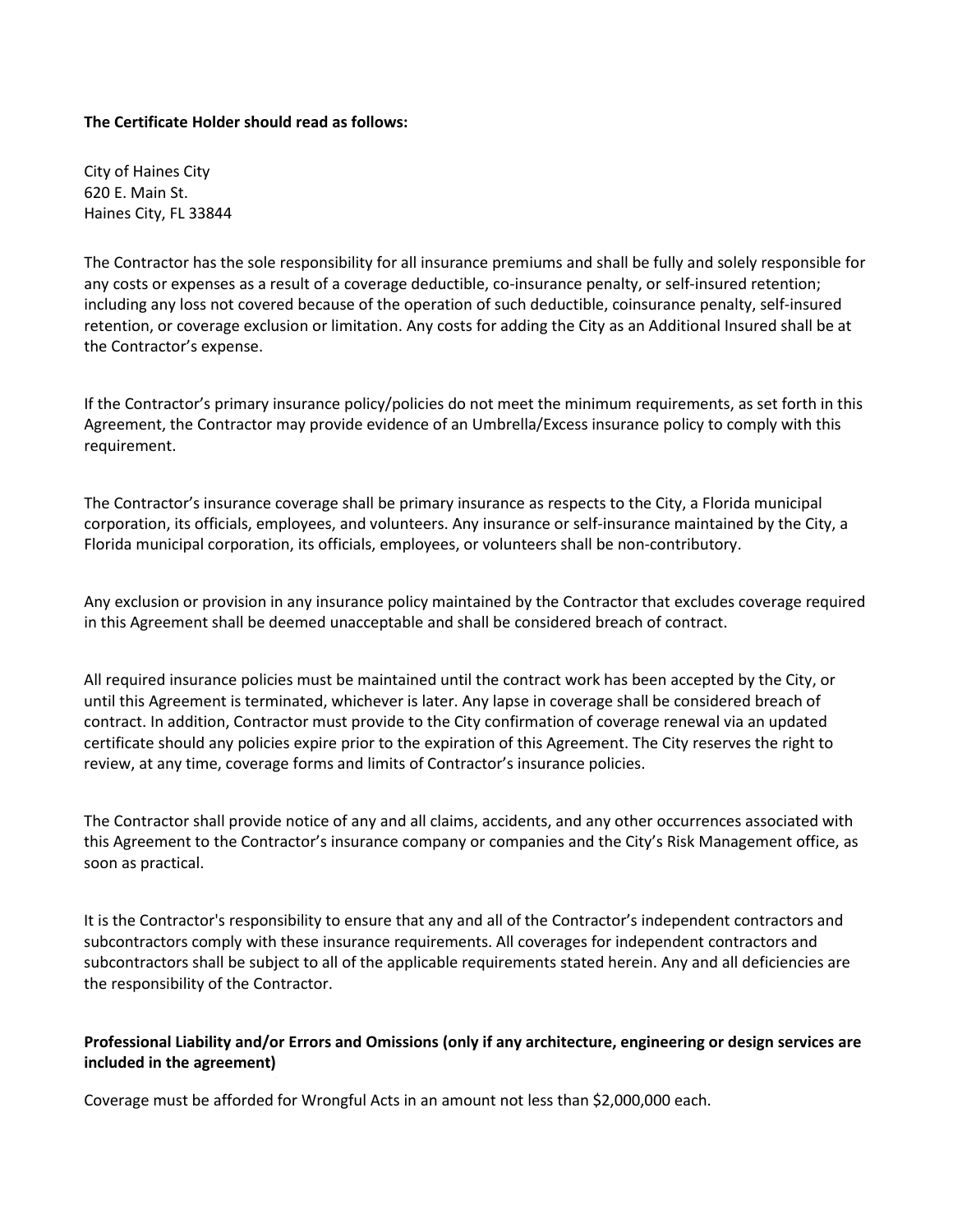**The Certificate Holder should read as follows:**

City of Haines City
620 E. Main St.
Haines City, FL 33844

The Contractor has the sole responsibility for all insurance premiums and shall be fully and solely responsible for any costs or expenses as a result of a coverage deductible, co-insurance penalty, or self-insured retention; including any loss not covered because of the operation of such deductible, coinsurance penalty, self-insured retention, or coverage exclusion or limitation. Any costs for adding the City as an Additional Insured shall be at the Contractor's expense.

If the Contractor's primary insurance policy/policies do not meet the minimum requirements, as set forth in this Agreement, the Contractor may provide evidence of an Umbrella/Excess insurance policy to comply with this requirement.

The Contractor's insurance coverage shall be primary insurance as respects to the City, a Florida municipal corporation, its officials, employees, and volunteers. Any insurance or self-insurance maintained by the City, a Florida municipal corporation, its officials, employees, or volunteers shall be non-contributory.

Any exclusion or provision in any insurance policy maintained by the Contractor that excludes coverage required in this Agreement shall be deemed unacceptable and shall be considered breach of contract.

All required insurance policies must be maintained until the contract work has been accepted by the City, or until this Agreement is terminated, whichever is later. Any lapse in coverage shall be considered breach of contract. In addition, Contractor must provide to the City confirmation of coverage renewal via an updated certificate should any policies expire prior to the expiration of this Agreement. The City reserves the right to review, at any time, coverage forms and limits of Contractor's insurance policies.

The Contractor shall provide notice of any and all claims, accidents, and any other occurrences associated with this Agreement to the Contractor's insurance company or companies and the City's Risk Management office, as soon as practical.

It is the Contractor's responsibility to ensure that any and all of the Contractor's independent contractors and subcontractors comply with these insurance requirements. All coverages for independent contractors and subcontractors shall be subject to all of the applicable requirements stated herein. Any and all deficiencies are the responsibility of the Contractor.

**Professional Liability and/or Errors and Omissions (only if any architecture, engineering or design services are included in the agreement)**

Coverage must be afforded for Wrongful Acts in an amount not less than $2,000,000 each.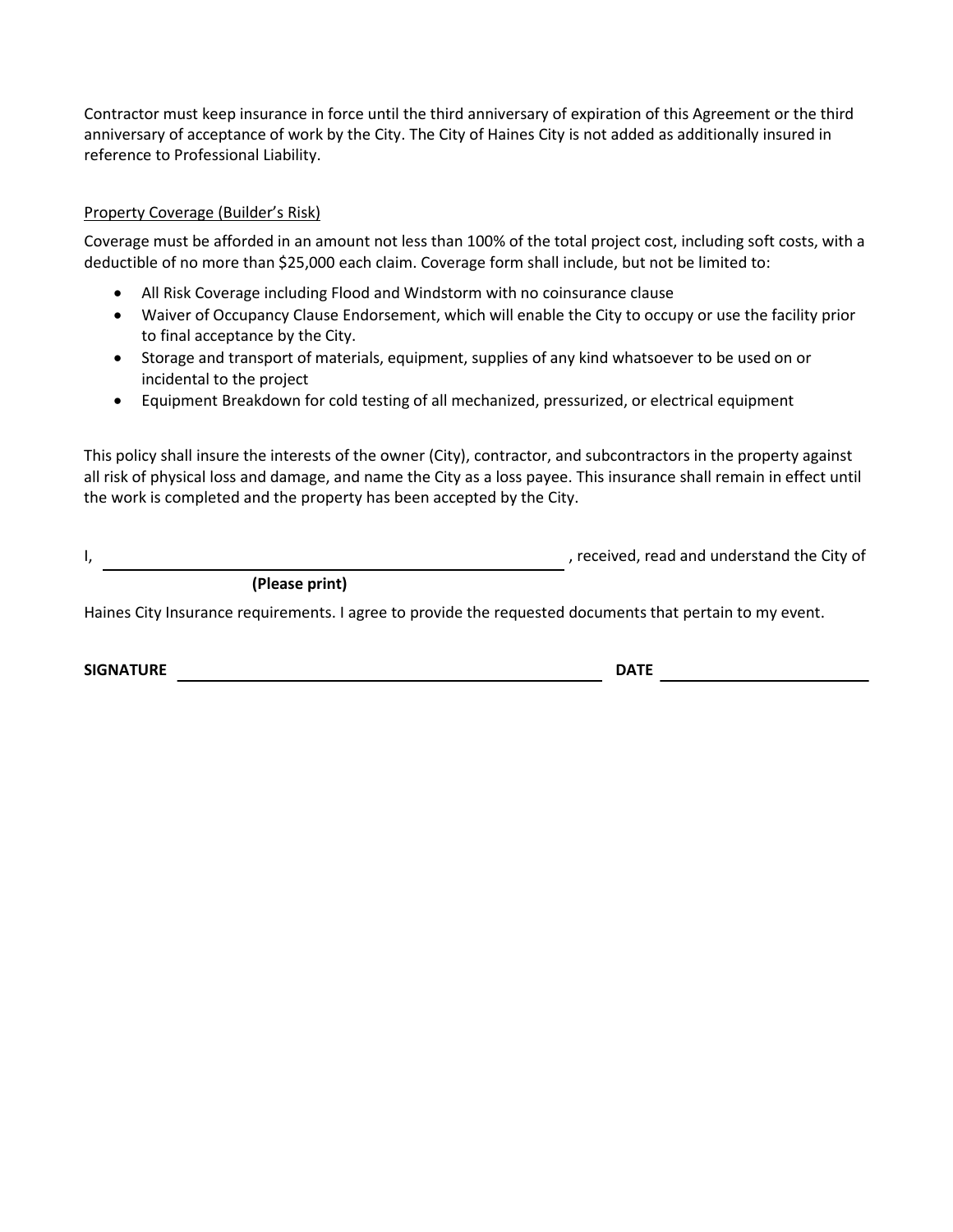Contractor must keep insurance in force until the third anniversary of expiration of this Agreement or the third anniversary of acceptance of work by the City. The City of Haines City is not added as additionally insured in reference to Professional Liability.

<u>Property Coverage (Builder's Risk)</u>

Coverage must be afforded in an amount not less than 100% of the total project cost, including soft costs, with a deductible of no more than $25,000 each claim. Coverage form shall include, but not be limited to:

- All Risk Coverage including Flood and Windstorm with no coinsurance clause
- Waiver of Occupancy Clause Endorsement, which will enable the City to occupy or use the facility prior to final acceptance by the City.
- Storage and transport of materials, equipment, supplies of any kind whatsoever to be used on or incidental to the project
- Equipment Breakdown for cold testing of all mechanized, pressurized, or electrical equipment

This policy shall insure the interests of the owner (City), contractor, and subcontractors in the property against all risk of physical loss and damage, and name the City as a loss payee. This insurance shall remain in effect until the work is completed and the property has been accepted by the City.

I, ______________________________________________, received, read and understand the City of
**(Please print)**

Haines City Insurance requirements. I agree to provide the requested documents that pertain to my event.

**SIGNATURE** ______________________________________________ **DATE** ______________________